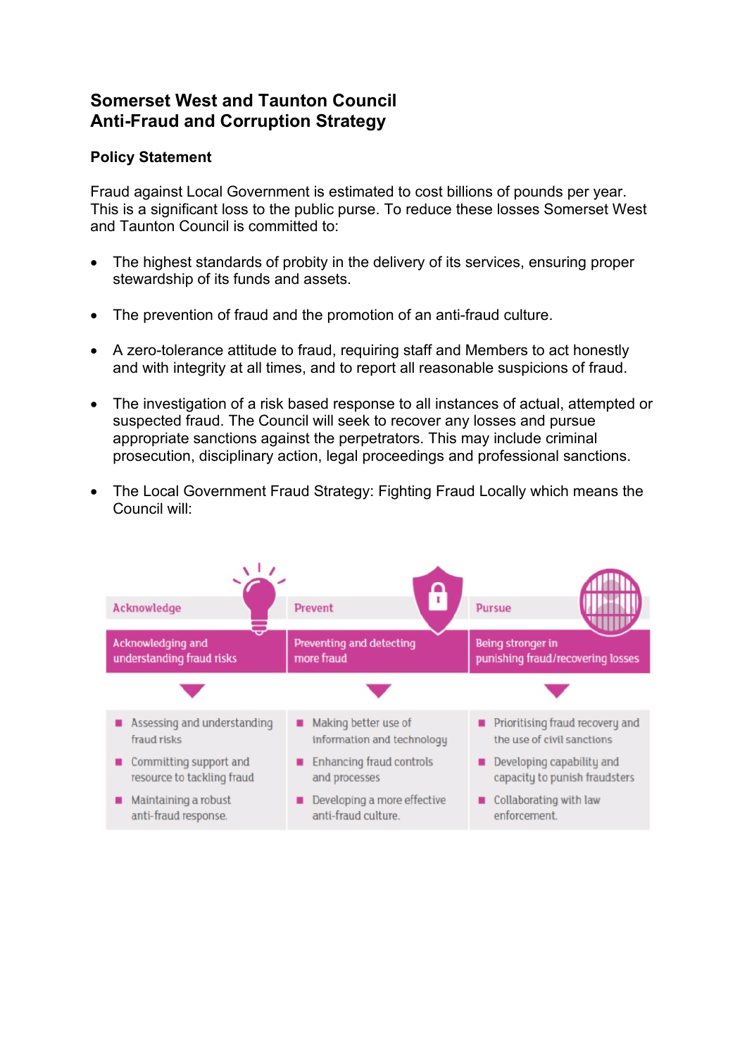# Somerset West and Taunton Council
# Anti-Fraud and Corruption Strategy

## Policy Statement

Fraud against Local Government is estimated to cost billions of pounds per year. This is a significant loss to the public purse. To reduce these losses Somerset West and Taunton Council is committed to:

- The highest standards of probity in the delivery of its services, ensuring proper stewardship of its funds and assets.
- The prevention of fraud and the promotion of an anti-fraud culture.
- A zero-tolerance attitude to fraud, requiring staff and Members to act honestly and with integrity at all times, and to report all reasonable suspicions of fraud.
- The investigation of a risk based response to all instances of actual, attempted or suspected fraud. The Council will seek to recover any losses and pursue appropriate sanctions against the perpetrators. This may include criminal prosecution, disciplinary action, legal proceedings and professional sanctions.
- The Local Government Fraud Strategy: Fighting Fraud Locally which means the Council will:

| Acknowledge | Prevent | Pursue |
|---|---|---|
| Acknowledging and understanding fraud risks | Preventing and detecting more fraud | Being stronger in punishing fraud/recovering losses |
| Assessing and understanding fraud risks | Making better use of information and technology | Prioritising fraud recovery and the use of civil sanctions |
| Committing support and resource to tackling fraud | Enhancing fraud controls and processes | Developing capability and capacity to punish fraudsters |
| Maintaining a robust anti-fraud response. | Developing a more effective anti-fraud culture. | Collaborating with law enforcement. |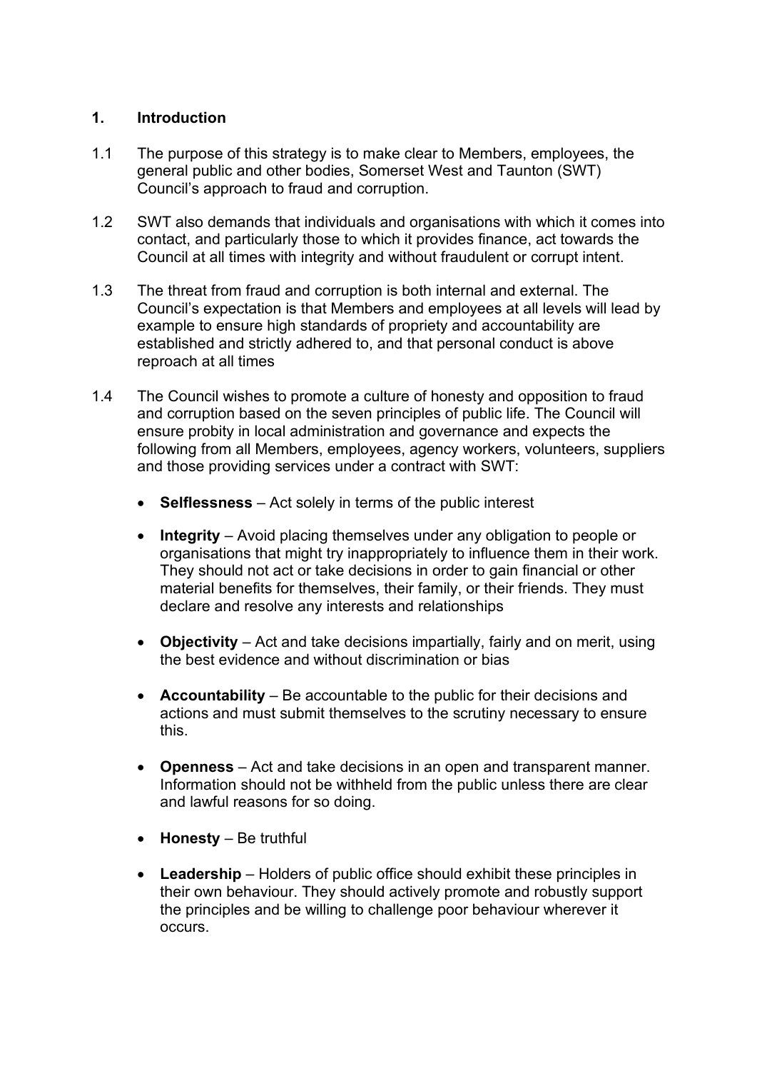## 1. Introduction

1.1 The purpose of this strategy is to make clear to Members, employees, the general public and other bodies, Somerset West and Taunton (SWT) Council's approach to fraud and corruption.

1.2 SWT also demands that individuals and organisations with which it comes into contact, and particularly those to which it provides finance, act towards the Council at all times with integrity and without fraudulent or corrupt intent.

1.3 The threat from fraud and corruption is both internal and external. The Council's expectation is that Members and employees at all levels will lead by example to ensure high standards of propriety and accountability are established and strictly adhered to, and that personal conduct is above reproach at all times

1.4 The Council wishes to promote a culture of honesty and opposition to fraud and corruption based on the seven principles of public life. The Council will ensure probity in local administration and governance and expects the following from all Members, employees, agency workers, volunteers, suppliers and those providing services under a contract with SWT:

- **Selflessness** – Act solely in terms of the public interest
- **Integrity** – Avoid placing themselves under any obligation to people or organisations that might try inappropriately to influence them in their work. They should not act or take decisions in order to gain financial or other material benefits for themselves, their family, or their friends. They must declare and resolve any interests and relationships
- **Objectivity** – Act and take decisions impartially, fairly and on merit, using the best evidence and without discrimination or bias
- **Accountability** – Be accountable to the public for their decisions and actions and must submit themselves to the scrutiny necessary to ensure this.
- **Openness** – Act and take decisions in an open and transparent manner. Information should not be withheld from the public unless there are clear and lawful reasons for so doing.
- **Honesty** – Be truthful
- **Leadership** – Holders of public office should exhibit these principles in their own behaviour. They should actively promote and robustly support the principles and be willing to challenge poor behaviour wherever it occurs.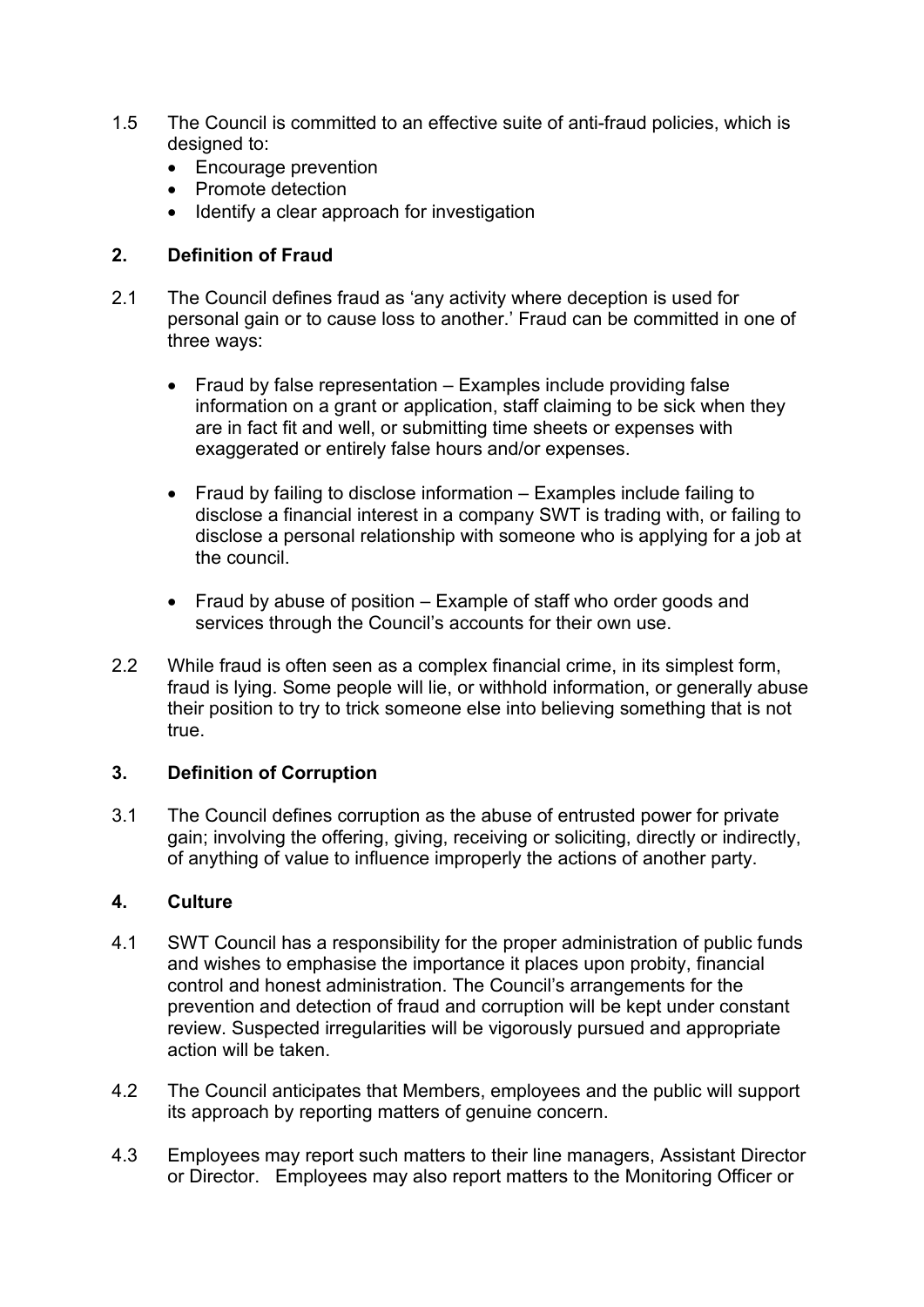1.5 The Council is committed to an effective suite of anti-fraud policies, which is designed to:

- Encourage prevention
- Promote detection
- Identify a clear approach for investigation

## 2. Definition of Fraud

2.1 The Council defines fraud as 'any activity where deception is used for personal gain or to cause loss to another.' Fraud can be committed in one of three ways:

- Fraud by false representation – Examples include providing false information on a grant or application, staff claiming to be sick when they are in fact fit and well, or submitting time sheets or expenses with exaggerated or entirely false hours and/or expenses.

- Fraud by failing to disclose information – Examples include failing to disclose a financial interest in a company SWT is trading with, or failing to disclose a personal relationship with someone who is applying for a job at the council.

- Fraud by abuse of position – Example of staff who order goods and services through the Council's accounts for their own use.

2.2 While fraud is often seen as a complex financial crime, in its simplest form, fraud is lying. Some people will lie, or withhold information, or generally abuse their position to try to trick someone else into believing something that is not true.

## 3. Definition of Corruption

3.1 The Council defines corruption as the abuse of entrusted power for private gain; involving the offering, giving, receiving or soliciting, directly or indirectly, of anything of value to influence improperly the actions of another party.

## 4. Culture

4.1 SWT Council has a responsibility for the proper administration of public funds and wishes to emphasise the importance it places upon probity, financial control and honest administration. The Council's arrangements for the prevention and detection of fraud and corruption will be kept under constant review. Suspected irregularities will be vigorously pursued and appropriate action will be taken.

4.2 The Council anticipates that Members, employees and the public will support its approach by reporting matters of genuine concern.

4.3 Employees may report such matters to their line managers, Assistant Director or Director. Employees may also report matters to the Monitoring Officer or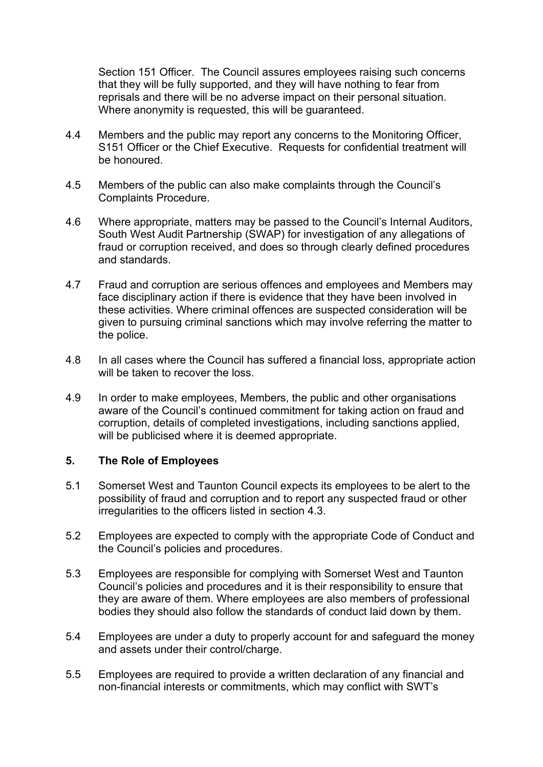Section 151 Officer. The Council assures employees raising such concerns that they will be fully supported, and they will have nothing to fear from reprisals and there will be no adverse impact on their personal situation. Where anonymity is requested, this will be guaranteed.

4.4 Members and the public may report any concerns to the Monitoring Officer, S151 Officer or the Chief Executive. Requests for confidential treatment will be honoured.

4.5 Members of the public can also make complaints through the Council's Complaints Procedure.

4.6 Where appropriate, matters may be passed to the Council's Internal Auditors, South West Audit Partnership (SWAP) for investigation of any allegations of fraud or corruption received, and does so through clearly defined procedures and standards.

4.7 Fraud and corruption are serious offences and employees and Members may face disciplinary action if there is evidence that they have been involved in these activities. Where criminal offences are suspected consideration will be given to pursuing criminal sanctions which may involve referring the matter to the police.

4.8 In all cases where the Council has suffered a financial loss, appropriate action will be taken to recover the loss.

4.9 In order to make employees, Members, the public and other organisations aware of the Council's continued commitment for taking action on fraud and corruption, details of completed investigations, including sanctions applied, will be publicised where it is deemed appropriate.

## 5. The Role of Employees

5.1 Somerset West and Taunton Council expects its employees to be alert to the possibility of fraud and corruption and to report any suspected fraud or other irregularities to the officers listed in section 4.3.

5.2 Employees are expected to comply with the appropriate Code of Conduct and the Council's policies and procedures.

5.3 Employees are responsible for complying with Somerset West and Taunton Council's policies and procedures and it is their responsibility to ensure that they are aware of them. Where employees are also members of professional bodies they should also follow the standards of conduct laid down by them.

5.4 Employees are under a duty to properly account for and safeguard the money and assets under their control/charge.

5.5 Employees are required to provide a written declaration of any financial and non-financial interests or commitments, which may conflict with SWT's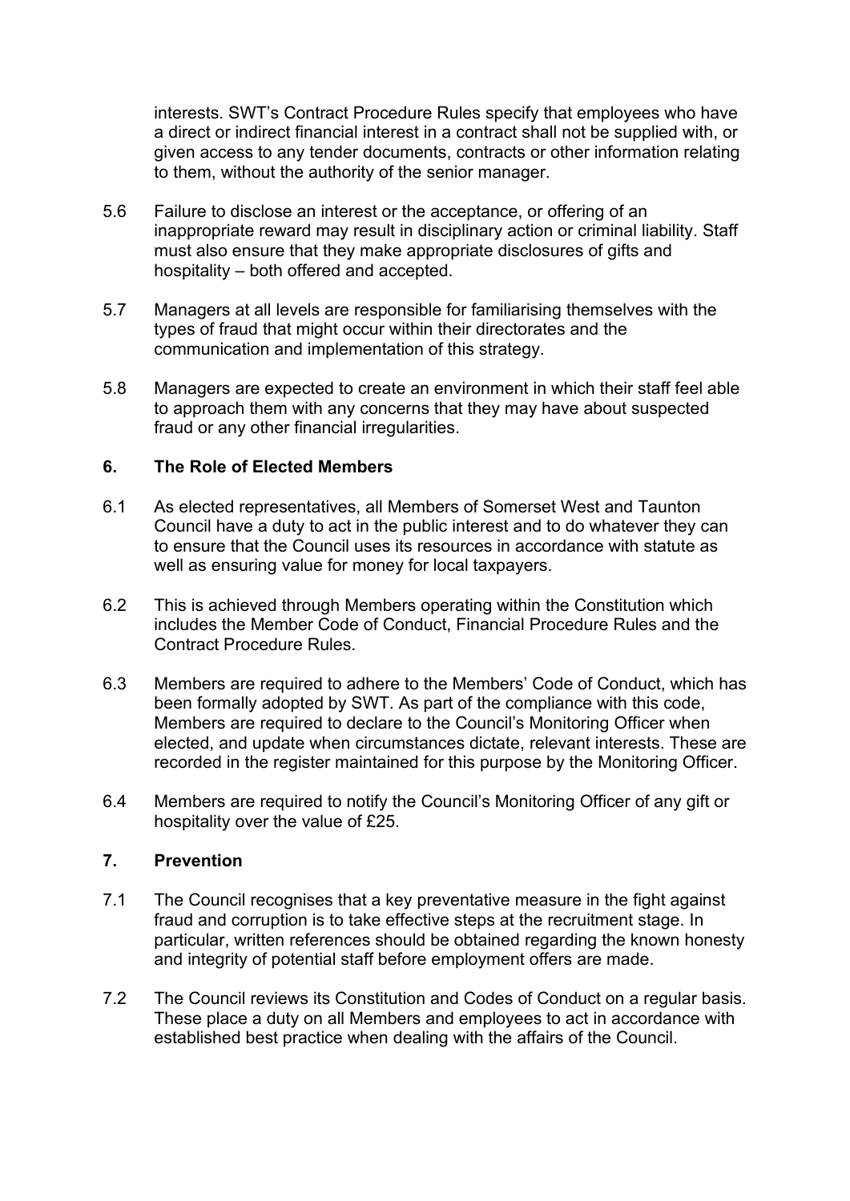interests. SWT's Contract Procedure Rules specify that employees who have a direct or indirect financial interest in a contract shall not be supplied with, or given access to any tender documents, contracts or other information relating to them, without the authority of the senior manager.

5.6 Failure to disclose an interest or the acceptance, or offering of an inappropriate reward may result in disciplinary action or criminal liability. Staff must also ensure that they make appropriate disclosures of gifts and hospitality – both offered and accepted.

5.7 Managers at all levels are responsible for familiarising themselves with the types of fraud that might occur within their directorates and the communication and implementation of this strategy.

5.8 Managers are expected to create an environment in which their staff feel able to approach them with any concerns that they may have about suspected fraud or any other financial irregularities.

## 6. The Role of Elected Members

6.1 As elected representatives, all Members of Somerset West and Taunton Council have a duty to act in the public interest and to do whatever they can to ensure that the Council uses its resources in accordance with statute as well as ensuring value for money for local taxpayers.

6.2 This is achieved through Members operating within the Constitution which includes the Member Code of Conduct, Financial Procedure Rules and the Contract Procedure Rules.

6.3 Members are required to adhere to the Members' Code of Conduct, which has been formally adopted by SWT. As part of the compliance with this code, Members are required to declare to the Council's Monitoring Officer when elected, and update when circumstances dictate, relevant interests. These are recorded in the register maintained for this purpose by the Monitoring Officer.

6.4 Members are required to notify the Council's Monitoring Officer of any gift or hospitality over the value of £25.

## 7. Prevention

7.1 The Council recognises that a key preventative measure in the fight against fraud and corruption is to take effective steps at the recruitment stage. In particular, written references should be obtained regarding the known honesty and integrity of potential staff before employment offers are made.

7.2 The Council reviews its Constitution and Codes of Conduct on a regular basis. These place a duty on all Members and employees to act in accordance with established best practice when dealing with the affairs of the Council.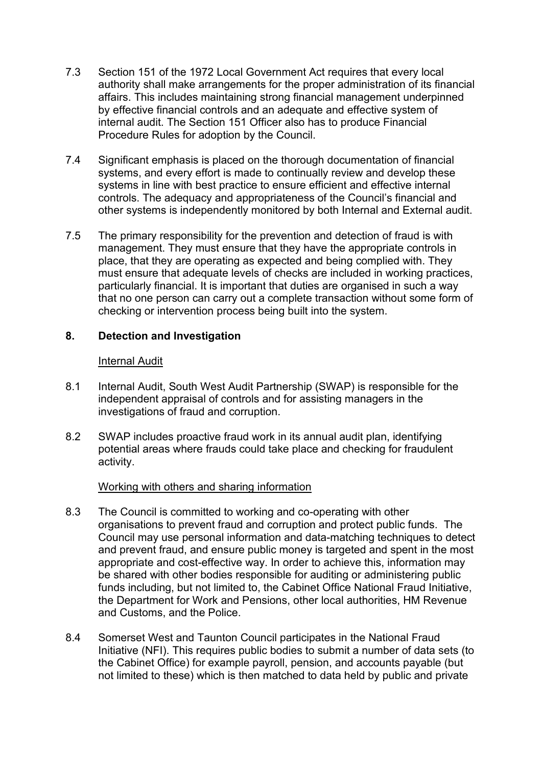7.3 Section 151 of the 1972 Local Government Act requires that every local authority shall make arrangements for the proper administration of its financial affairs. This includes maintaining strong financial management underpinned by effective financial controls and an adequate and effective system of internal audit. The Section 151 Officer also has to produce Financial Procedure Rules for adoption by the Council.

7.4 Significant emphasis is placed on the thorough documentation of financial systems, and every effort is made to continually review and develop these systems in line with best practice to ensure efficient and effective internal controls. The adequacy and appropriateness of the Council's financial and other systems is independently monitored by both Internal and External audit.

7.5 The primary responsibility for the prevention and detection of fraud is with management. They must ensure that they have the appropriate controls in place, that they are operating as expected and being complied with. They must ensure that adequate levels of checks are included in working practices, particularly financial. It is important that duties are organised in such a way that no one person can carry out a complete transaction without some form of checking or intervention process being built into the system.

## 8. Detection and Investigation

Internal Audit

8.1 Internal Audit, South West Audit Partnership (SWAP) is responsible for the independent appraisal of controls and for assisting managers in the investigations of fraud and corruption.

8.2 SWAP includes proactive fraud work in its annual audit plan, identifying potential areas where frauds could take place and checking for fraudulent activity.

Working with others and sharing information

8.3 The Council is committed to working and co-operating with other organisations to prevent fraud and corruption and protect public funds. The Council may use personal information and data-matching techniques to detect and prevent fraud, and ensure public money is targeted and spent in the most appropriate and cost-effective way. In order to achieve this, information may be shared with other bodies responsible for auditing or administering public funds including, but not limited to, the Cabinet Office National Fraud Initiative, the Department for Work and Pensions, other local authorities, HM Revenue and Customs, and the Police.

8.4 Somerset West and Taunton Council participates in the National Fraud Initiative (NFI). This requires public bodies to submit a number of data sets (to the Cabinet Office) for example payroll, pension, and accounts payable (but not limited to these) which is then matched to data held by public and private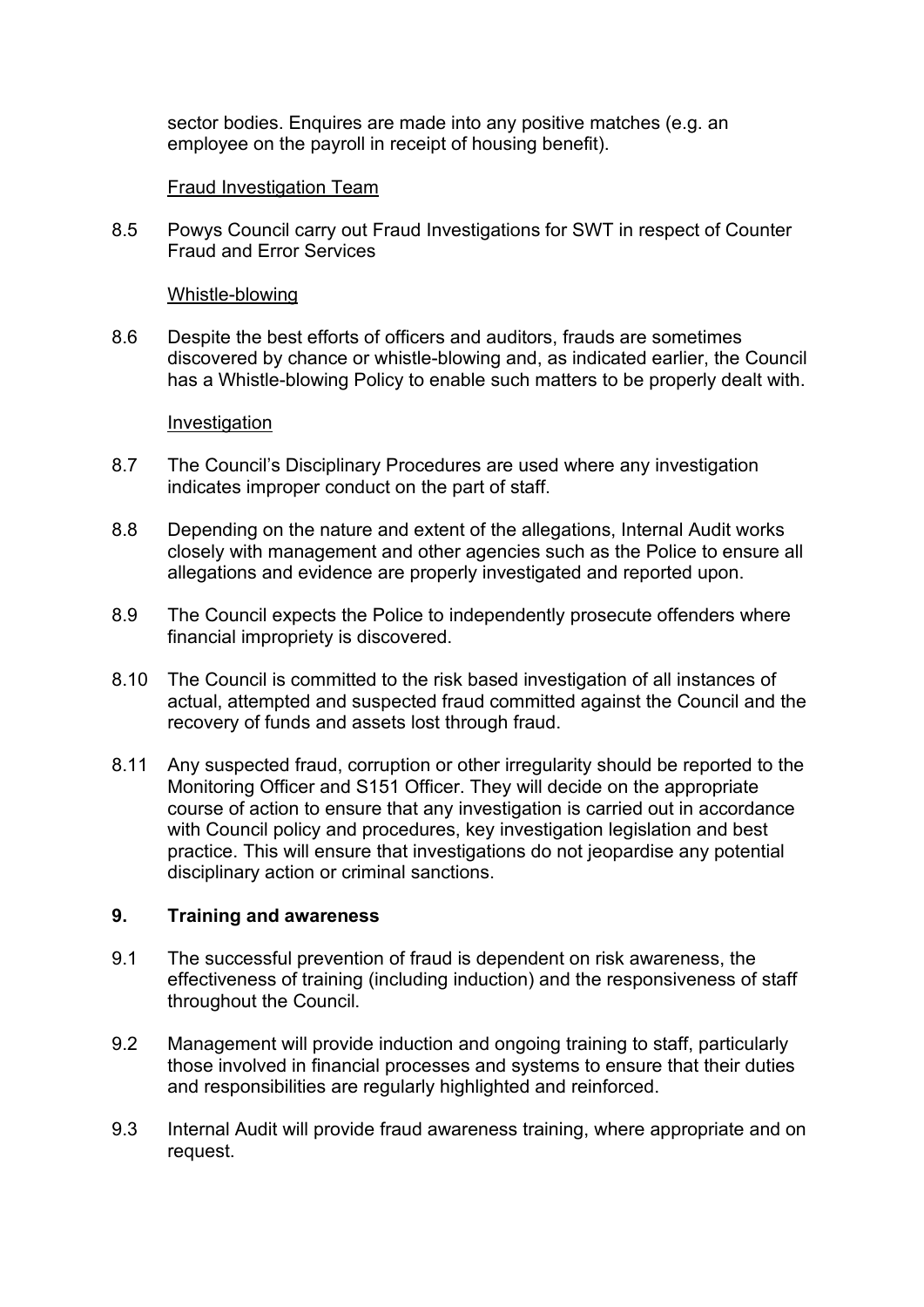sector bodies. Enquires are made into any positive matches (e.g. an employee on the payroll in receipt of housing benefit).

Fraud Investigation Team

8.5 Powys Council carry out Fraud Investigations for SWT in respect of Counter Fraud and Error Services

Whistle-blowing

8.6 Despite the best efforts of officers and auditors, frauds are sometimes discovered by chance or whistle-blowing and, as indicated earlier, the Council has a Whistle-blowing Policy to enable such matters to be properly dealt with.

Investigation

8.7 The Council's Disciplinary Procedures are used where any investigation indicates improper conduct on the part of staff.

8.8 Depending on the nature and extent of the allegations, Internal Audit works closely with management and other agencies such as the Police to ensure all allegations and evidence are properly investigated and reported upon.

8.9 The Council expects the Police to independently prosecute offenders where financial impropriety is discovered.

8.10 The Council is committed to the risk based investigation of all instances of actual, attempted and suspected fraud committed against the Council and the recovery of funds and assets lost through fraud.

8.11 Any suspected fraud, corruption or other irregularity should be reported to the Monitoring Officer and S151 Officer. They will decide on the appropriate course of action to ensure that any investigation is carried out in accordance with Council policy and procedures, key investigation legislation and best practice. This will ensure that investigations do not jeopardise any potential disciplinary action or criminal sanctions.

## 9. Training and awareness

9.1 The successful prevention of fraud is dependent on risk awareness, the effectiveness of training (including induction) and the responsiveness of staff throughout the Council.

9.2 Management will provide induction and ongoing training to staff, particularly those involved in financial processes and systems to ensure that their duties and responsibilities are regularly highlighted and reinforced.

9.3 Internal Audit will provide fraud awareness training, where appropriate and on request.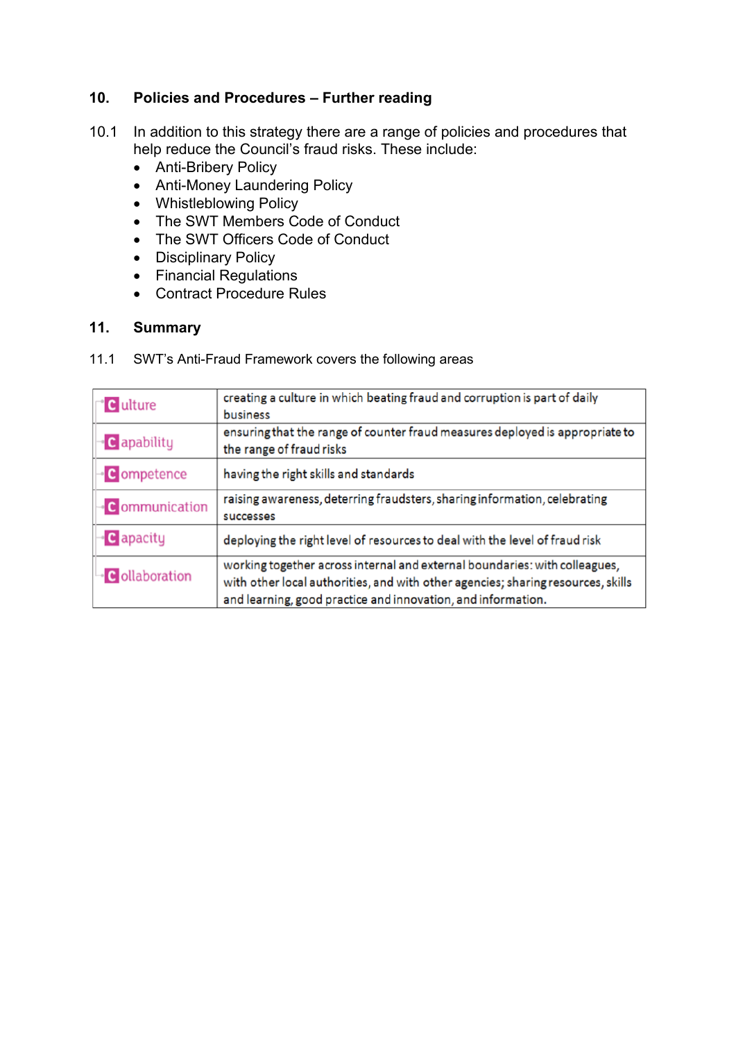## 10. Policies and Procedures – Further reading

10.1 In addition to this strategy there are a range of policies and procedures that help reduce the Council's fraud risks. These include:

- Anti-Bribery Policy
- Anti-Money Laundering Policy
- Whistleblowing Policy
- The SWT Members Code of Conduct
- The SWT Officers Code of Conduct
- Disciplinary Policy
- Financial Regulations
- Contract Procedure Rules

## 11. Summary

11.1 SWT's Anti-Fraud Framework covers the following areas

| | |
|---|---|
| Culture | creating a culture in which beating fraud and corruption is part of daily business |
| Capability | ensuring that the range of counter fraud measures deployed is appropriate to the range of fraud risks |
| Competence | having the right skills and standards |
| Communication | raising awareness, deterring fraudsters, sharing information, celebrating successes |
| Capacity | deploying the right level of resources to deal with the level of fraud risk |
| Collaboration | working together across internal and external boundaries: with colleagues, with other local authorities, and with other agencies; sharing resources, skills and learning, good practice and innovation, and information. |